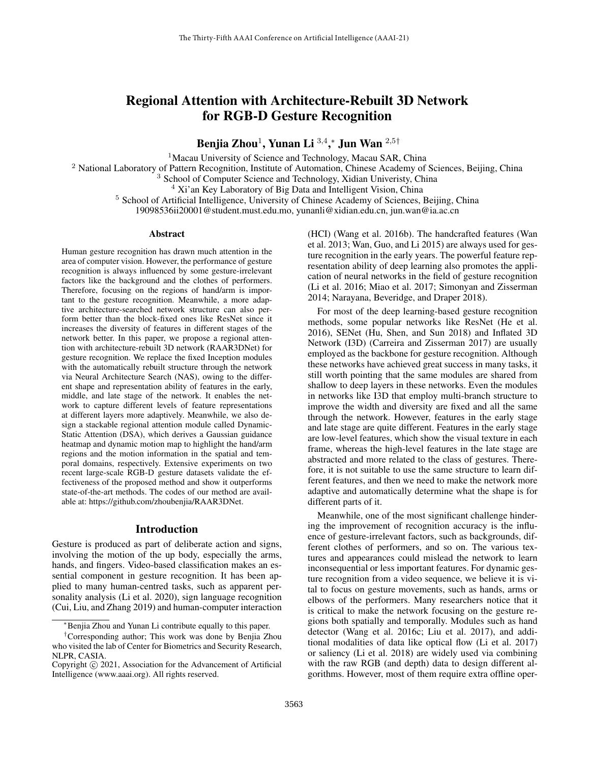# Regional Attention with Architecture-Rebuilt 3D Network for RGB-D Gesture Recognition

**Benjia Zhou**[1], **Yunan Li** [3,4],[*] **Jun Wan** [2,5†]

[1]Macau University of Science and Technology, Macau SAR, China
[2] National Laboratory of Pattern Recognition, Institute of Automation, Chinese Academy of Sciences, Beijing, China
[3] School of Computer Science and Technology, Xidian Univeristy, China
[4] Xi'an Key Laboratory of Big Data and Intelligent Vision, China
[5] School of Artificial Intelligence, University of Chinese Academy of Sciences, Beijing, China
19098536ii20001@student.must.edu.mo, yunanli@xidian.edu.cn, jun.wan@ia.ac.cn

## Abstract

Human gesture recognition has drawn much attention in the area of computer vision. However, the performance of gesture recognition is always influenced by some gesture-irrelevant factors like the background and the clothes of performers. Therefore, focusing on the regions of hand/arm is important to the gesture recognition. Meanwhile, a more adaptive architecture-searched network structure can also perform better than the block-fixed ones like ResNet since it increases the diversity of features in different stages of the network better. In this paper, we propose a regional attention with architecture-rebuilt 3D network (RAAR3DNet) for gesture recognition. We replace the fixed Inception modules with the automatically rebuilt structure through the network via Neural Architecture Search (NAS), owing to the different shape and representation ability of features in the early, middle, and late stage of the network. It enables the network to capture different levels of feature representations at different layers more adaptively. Meanwhile, we also design a stackable regional attention module called Dynamic-Static Attention (DSA), which derives a Gaussian guidance heatmap and dynamic motion map to highlight the hand/arm regions and the motion information in the spatial and temporal domains, respectively. Extensive experiments on two recent large-scale RGB-D gesture datasets validate the effectiveness of the proposed method and show it outperforms state-of-the-art methods. The codes of our method are available at: https://github.com/zhoubenjia/RAAR3DNet.

## Introduction

Gesture is produced as part of deliberate action and signs, involving the motion of the up body, especially the arms, hands, and fingers. Video-based classification makes an essential component in gesture recognition. It has been applied to many human-centred tasks, such as apparent personality analysis (Li et al. 2020), sign language recognition (Cui, Liu, and Zhang 2019) and human-computer interaction (HCI) (Wang et al. 2016b). The handcrafted features (Wan et al. 2013; Wan, Guo, and Li 2015) are always used for gesture recognition in the early years. The powerful feature representation ability of deep learning also promotes the application of neural networks in the field of gesture recognition (Li et al. 2016; Miao et al. 2017; Simonyan and Zisserman 2014; Narayana, Beveridge, and Draper 2018).

For most of the deep learning-based gesture recognition methods, some popular networks like ResNet (He et al. 2016), SENet (Hu, Shen, and Sun 2018) and Inflated 3D Network (I3D) (Carreira and Zisserman 2017) are usually employed as the backbone for gesture recognition. Although these networks have achieved great success in many tasks, it still worth pointing that the same modules are shared from shallow to deep layers in these networks. Even the modules in networks like I3D that employ multi-branch structure to improve the width and diversity are fixed and all the same through the network. However, features in the early stage and late stage are quite different. Features in the early stage are low-level features, which show the visual texture in each frame, whereas the high-level features in the late stage are abstracted and more related to the class of gestures. Therefore, it is not suitable to use the same structure to learn different features, and then we need to make the network more adaptive and automatically determine what the shape is for different parts of it.

Meanwhile, one of the most significant challenge hindering the improvement of recognition accuracy is the influence of gesture-irrelevant factors, such as backgrounds, different clothes of performers, and so on. The various textures and appearances could mislead the network to learn inconsequential or less important features. For dynamic gesture recognition from a video sequence, we believe it is vital to focus on gesture movements, such as hands, arms or elbows of the performers. Many researchers notice that it is critical to make the network focusing on the gesture regions both spatially and temporally. Modules such as hand detector (Wang et al. 2016c; Liu et al. 2017), and additional modalities of data like optical flow (Li et al. 2017) or saliency (Li et al. 2018) are widely used via combining with the raw RGB (and depth) data to design different algorithms. However, most of them require extra offline oper-

[*]Benjia Zhou and Yunan Li contribute equally to this paper.

[†]Corresponding author; This work was done by Benjia Zhou who visited the lab of Center for Biometrics and Security Research, NLPR, CASIA.

Copyright © 2021, Association for the Advancement of Artificial Intelligence (www.aaai.org). All rights reserved.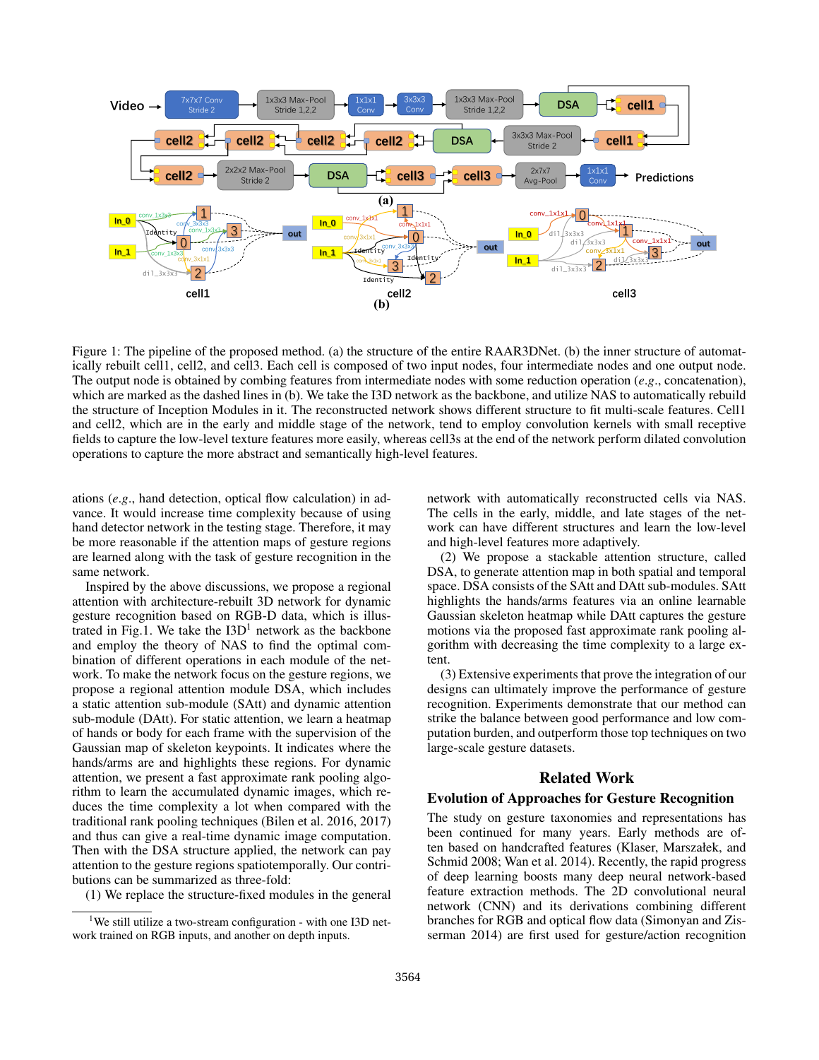Figure 1: The pipeline of the proposed method. (a) the structure of the entire RAAR3DNet. (b) the inner structure of automatically rebuilt cell1, cell2, and cell3. Each cell is composed of two input nodes, four intermediate nodes and one output node. The output node is obtained by combining features from intermediate nodes with some reduction operation (*e.g.*, concatenation), which are marked as the dashed lines in (b). We take the I3D network as the backbone, and utilize NAS to automatically rebuild the structure of Inception Modules in it. The reconstructed network shows different structure to fit multi-scale features. Cell1 and cell2, which are in the early and middle stage of the network, tend to employ convolution kernels with small receptive fields to capture the low-level texture features more easily, whereas cell3s at the end of the network perform dilated convolution operations to capture the more abstract and semantically high-level features.

ations (*e.g.*, hand detection, optical flow calculation) in advance. It would increase time complexity because of using hand detector network in the testing stage. Therefore, it may be more reasonable if the attention maps of gesture regions are learned along with the task of gesture recognition in the same network.

Inspired by the above discussions, we propose a regional attention with architecture-rebuilt 3D network for dynamic gesture recognition based on RGB-D data, which is illustrated in Fig.1. We take the I3D[1] network as the backbone and employ the theory of NAS to find the optimal combination of different operations in each module of the network. To make the network focus on the gesture regions, we propose a regional attention module DSA, which includes a static attention sub-module (SAtt) and dynamic attention sub-module (DAtt). For static attention, we learn a heatmap of hands or body for each frame with the supervision of the Gaussian map of skeleton keypoints. It indicates where the hands/arms are and highlights these regions. For dynamic attention, we present a fast approximate rank pooling algorithm to learn the accumulated dynamic images, which reduces the time complexity a lot when compared with the traditional rank pooling techniques (Bilen et al. 2016, 2017) and thus can give a real-time dynamic image computation. Then with the DSA structure applied, the network can pay attention to the gesture regions spatiotemporally. Our contributions can be summarized as three-fold:

(1) We replace the structure-fixed modules in the general network with automatically reconstructed cells via NAS. The cells in the early, middle, and late stages of the network can have different structures and learn the low-level and high-level features more adaptively.

(2) We propose a stackable attention structure, called DSA, to generate attention map in both spatial and temporal space. DSA consists of the SAtt and DAtt sub-modules. SAtt highlights the hands/arms features via an online learnable Gaussian skeleton heatmap while DAtt captures the gesture motions via the proposed fast approximate rank pooling algorithm with decreasing the time complexity to a large extent.

(3) Extensive experiments that prove the integration of our designs can ultimately improve the performance of gesture recognition. Experiments demonstrate that our method can strike the balance between good performance and low computation burden, and outperform those top techniques on two large-scale gesture datasets.

[1] We still utilize a two-stream configuration - with one I3D network trained on RGB inputs, and another on depth inputs.

## Related Work

### Evolution of Approaches for Gesture Recognition

The study on gesture taxonomies and representations has been continued for many years. Early methods are often based on handcrafted features (Klaser, Marszałek, and Schmid 2008; Wan et al. 2014). Recently, the rapid progress of deep learning boosts many deep neural network-based feature extraction methods. The 2D convolutional neural network (CNN) and its derivations combining different branches for RGB and optical flow data (Simonyan and Zisserman 2014) are first used for gesture/action recognition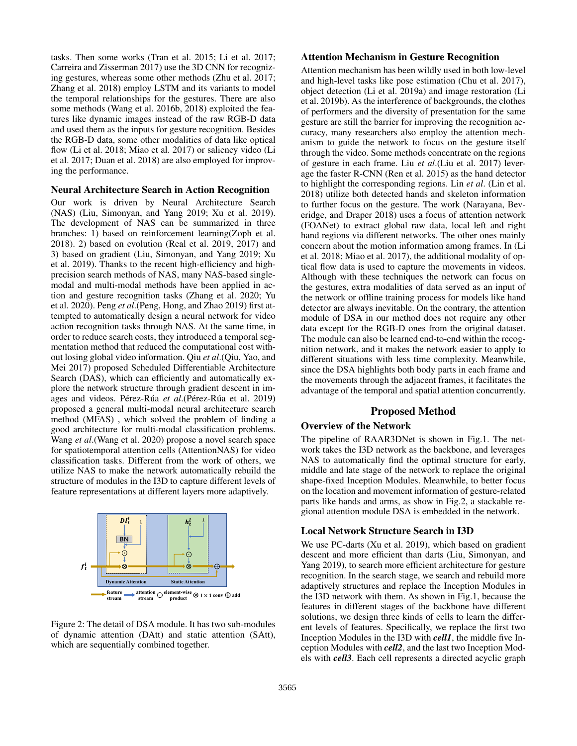tasks. Then some works (Tran et al. 2015; Li et al. 2017; Carreira and Zisserman 2017) use the 3D CNN for recognizing gestures, whereas some other methods (Zhu et al. 2017; Zhang et al. 2018) employ LSTM and its variants to model the temporal relationships for the gestures. There are also some methods (Wang et al. 2016b, 2018) exploited the features like dynamic images instead of the raw RGB-D data and used them as the inputs for gesture recognition. Besides the RGB-D data, some other modalities of data like optical flow (Li et al. 2018; Miao et al. 2017) or saliency video (Li et al. 2017; Duan et al. 2018) are also employed for improving the performance.

### Neural Architecture Search in Action Recognition

Our work is driven by Neural Architecture Search (NAS) (Liu, Simonyan, and Yang 2019; Xu et al. 2019). The development of NAS can be summarized in three branches: 1) based on reinforcement learning(Zoph et al. 2018). 2) based on evolution (Real et al. 2019, 2017) and 3) based on gradient (Liu, Simonyan, and Yang 2019; Xu et al. 2019). Thanks to the recent high-efficiency and high-precision search methods of NAS, many NAS-based single-modal and multi-modal methods have been applied in action and gesture recognition tasks (Zhang et al. 2020; Yu et al. 2020). Peng *et al*.(Peng, Hong, and Zhao 2019) first attempted to automatically design a neural network for video action recognition tasks through NAS. At the same time, in order to reduce search costs, they introduced a temporal segmentation method that reduced the computational cost without losing global video information. Qiu *et al*.(Qiu, Yao, and Mei 2017) proposed Scheduled Differentiable Architecture Search (DAS), which can efficiently and automatically explore the network structure through gradient descent in images and videos. Pérez-Rúa *et al*.(Pérez-Rúa et al. 2019) proposed a general multi-modal neural architecture search method (MFAS) , which solved the problem of finding a good architecture for multi-modal classification problems. Wang *et al*.(Wang et al. 2020) propose a novel search space for spatiotemporal attention cells (AttentionNAS) for video classification tasks. Different from the work of others, we utilize NAS to make the network automatically rebuild the structure of modules in the I3D to capture different levels of feature representations at different layers more adaptively.

Figure 2: The detail of DSA module. It has two sub-modules of dynamic attention (DAtt) and static attention (SAtt), which are sequentially combined together.

### Attention Mechanism in Gesture Recognition

Attention mechanism has been wildly used in both low-level and high-level tasks like pose estimation (Chu et al. 2017), object detection (Li et al. 2019a) and image restoration (Li et al. 2019b). As the interference of backgrounds, the clothes of performers and the diversity of presentation for the same gesture are still the barrier for improving the recognition accuracy, many researchers also employ the attention mechanism to guide the network to focus on the gesture itself through the video. Some methods concentrate on the regions of gesture in each frame. Liu *et al*.(Liu et al. 2017) leverage the faster R-CNN (Ren et al. 2015) as the hand detector to highlight the corresponding regions. Lin *et al*. (Lin et al. 2018) utilize both detected hands and skeleton information to further focus on the gesture. The work (Narayana, Beveridge, and Draper 2018) uses a focus of attention network (FOANet) to extract global raw data, local left and right hand regions via different networks. The other ones mainly concern about the motion information among frames. In (Li et al. 2018; Miao et al. 2017), the additional modality of optical flow data is used to capture the movements in videos. Although with these techniques the network can focus on the gestures, extra modalities of data served as an input of the network or offline training process for models like hand detector are always inevitable. On the contrary, the attention module of DSA in our method does not require any other data except for the RGB-D ones from the original dataset. The module can also be learned end-to-end within the recognition network, and it makes the network easier to apply to different situations with less time complexity. Meanwhile, since the DSA highlights both body parts in each frame and the movements through the adjacent frames, it facilitates the advantage of the temporal and spatial attention concurrently.

## Proposed Method

### Overview of the Network

The pipeline of RAAR3DNet is shown in Fig.1. The network takes the I3D network as the backbone, and leverages NAS to automatically find the optimal structure for early, middle and late stage of the network to replace the original shape-fixed Inception Modules. Meanwhile, to better focus on the location and movement information of gesture-related parts like hands and arms, as show in Fig.2, a stackable regional attention module DSA is embedded in the network.

### Local Network Structure Search in I3D

We use PC-darts (Xu et al. 2019), which based on gradient descent and more efficient than darts (Liu, Simonyan, and Yang 2019), to search more efficient architecture for gesture recognition. In the search stage, we search and rebuild more adaptively structures and replace the Inception Modules in the I3D network with them. As shown in Fig.1, because the features in different stages of the backbone have different solutions, we design three kinds of cells to learn the different levels of features. Specifically, we replace the first two Inception Modules in the I3D with ***cell1***, the middle five Inception Modules with ***cell2***, and the last two Inception Modules with ***cell3***. Each cell represents a directed acyclic graph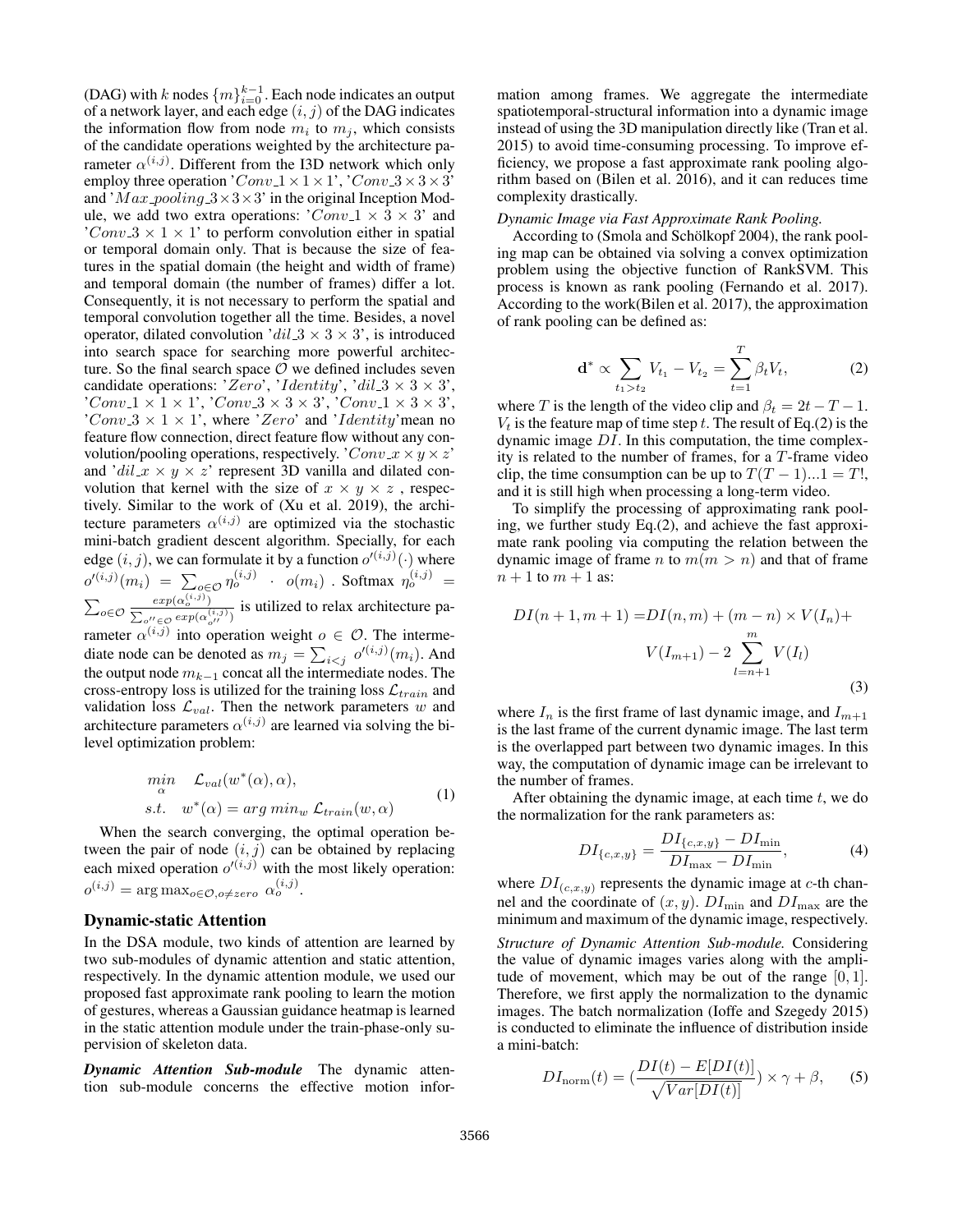(DAG) with $k$ nodes $\{m\}_{i=0}^{k-1}$. Each node indicates an output of a network layer, and each edge $(i, j)$ of the DAG indicates the information flow from node $m_i$ to $m_j$, which consists of the candidate operations weighted by the architecture parameter $\alpha^{(i,j)}$. Different from the I3D network which only employ three operation '$Conv\_1 \times 1 \times 1$', '$Conv\_3 \times 3 \times 3$' and '$Max\_pooling\_3 \times 3 \times 3$' in the original Inception Module, we add two extra operations: '$Conv\_1 \times 3 \times 3$' and '$Conv\_3 \times 1 \times 1$' to perform convolution either in spatial or temporal domain only. That is because the size of features in the spatial domain (the height and width of frame) and temporal domain (the number of frames) differ a lot. Consequently, it is not necessary to perform the spatial and temporal convolution together all the time. Besides, a novel operator, dilated convolution '$dil\_3 \times 3 \times 3$', is introduced into search space for searching more powerful architecture. So the final search space $\mathcal{O}$ we defined includes seven candidate operations: '$Zero$', '$Identity$', '$dil\_3 \times 3 \times 3$', '$Conv\_1 \times 1 \times 1$', '$Conv\_3 \times 3 \times 3$', '$Conv\_1 \times 3 \times 3$', '$Conv\_3 \times 1 \times 1$', where '$Zero$' and '$Identity$'mean no feature flow connection, direct feature flow without any convolution/pooling operations, respectively. '$Conv\_x \times y \times z$' and '$dil\_x \times y \times z$' represent 3D vanilla and dilated convolution that kernel with the size of $x \times y \times z$ , respectively. Similar to the work of (Xu et al. 2019), the architecture parameters $\alpha^{(i,j)}$ are optimized via the stochastic mini-batch gradient descent algorithm. Specially, for each edge $(i, j)$, we can formulate it by a function $o'^{(i,j)}(\cdot)$ where $o'^{(i,j)}(m_i) = \sum_{o \in \mathcal{O}} \eta_o^{(i,j)} \cdot o(m_i)$ . Softmax $\eta_o^{(i,j)} = \sum_{o \in \mathcal{O}} \frac{exp(\alpha_o^{(i,j)})}{\sum_{o'' \in \mathcal{O}} exp(\alpha_{o''}^{(i,j)})}$ is utilized to relax architecture parameter $\alpha^{(i,j)}$ into operation weight $o \in \mathcal{O}$. The intermediate node can be denoted as $m_j = \sum_{i<j} o'^{(i,j)}(m_i)$. And the output node $m_{k-1}$ concat all the intermediate nodes. The cross-entropy loss is utilized for the training loss $\mathcal{L}_{train}$ and validation loss $\mathcal{L}_{val}$. Then the network parameters $w$ and architecture parameters $\alpha^{(i,j)}$ are learned via solving the bi-level optimization problem:

$$\begin{aligned} \underset{\alpha}{min} \quad & \mathcal{L}_{val}(w^*(\alpha), \alpha), \\ s.t. \quad & w^*(\alpha) = arg\ min_w\ \mathcal{L}_{train}(w, \alpha) \end{aligned} \tag{1}$$

When the search converging, the optimal operation between the pair of node $(i, j)$ can be obtained by replacing each mixed operation $o'^{(i,j)}$ with the most likely operation: $o^{(i,j)} = \arg\max_{o \in \mathcal{O}, o \neq zero}\ \alpha_o^{(i,j)}$.

## Dynamic-static Attention

In the DSA module, two kinds of attention are learned by two sub-modules of dynamic attention and static attention, respectively. In the dynamic attention module, we used our proposed fast approximate rank pooling to learn the motion of gestures, whereas a Gaussian guidance heatmap is learned in the static attention module under the train-phase-only supervision of skeleton data.

***Dynamic Attention Sub-module*** The dynamic attention sub-module concerns the effective motion information among frames. We aggregate the intermediate spatiotemporal-structural information into a dynamic image instead of using the 3D manipulation directly like (Tran et al. 2015) to avoid time-consuming processing. To improve efficiency, we propose a fast approximate rank pooling algorithm based on (Bilen et al. 2016), and it can reduces time complexity drastically.

*Dynamic Image via Fast Approximate Rank Pooling.* According to (Smola and Schölkopf 2004), the rank pooling map can be obtained via solving a convex optimization problem using the objective function of RankSVM. This process is known as rank pooling (Fernando et al. 2017). According to the work(Bilen et al. 2017), the approximation of rank pooling can be defined as:

$$\mathbf{d}^* \propto \sum_{t_1 > t_2} V_{t_1} - V_{t_2} = \sum_{t=1}^{T} \beta_t V_t, \tag{2}$$

where $T$ is the length of the video clip and $\beta_t = 2t - T - 1$. $V_t$ is the feature map of time step $t$. The result of Eq.(2) is the dynamic image $DI$. In this computation, the time complexity is related to the number of frames, for a $T$-frame video clip, the time consumption can be up to $T(T-1)...1 = T!$, and it is still high when processing a long-term video.

To simplify the processing of approximating rank pooling, we further study Eq.(2), and achieve the fast approximate rank pooling via computing the relation between the dynamic image of frame $n$ to $m(m > n)$ and that of frame $n + 1$ to $m + 1$ as:

$$\begin{aligned} DI(n+1, m+1) = & DI(n, m) + (m - n) \times V(I_n) + \\ & V(I_{m+1}) - 2 \sum_{l=n+1}^{m} V(I_l) \end{aligned} \tag{3}$$

where $I_n$ is the first frame of last dynamic image, and $I_{m+1}$ is the last frame of the current dynamic image. The last term is the overlapped part between two dynamic images. In this way, the computation of dynamic image can be irrelevant to the number of frames.

After obtaining the dynamic image, at each time $t$, we do the normalization for the rank parameters as:

$$DI_{\{c,x,y\}} = \frac{DI_{\{c,x,y\}} - DI_{\min}}{DI_{\max} - DI_{\min}}, \tag{4}$$

where $DI_{(c,x,y)}$ represents the dynamic image at $c$-th channel and the coordinate of $(x, y)$. $DI_{\min}$ and $DI_{\max}$ are the minimum and maximum of the dynamic image, respectively.

*Structure of Dynamic Attention Sub-module.* Considering the value of dynamic images varies along with the amplitude of movement, which may be out of the range $[0, 1]$. Therefore, we first apply the normalization to the dynamic images. The batch normalization (Ioffe and Szegedy 2015) is conducted to eliminate the influence of distribution inside a mini-batch:

$$DI_{\text{norm}}(t) = \left(\frac{DI(t) - E[DI(t)]}{\sqrt{Var[DI(t)]}}\right) \times \gamma + \beta, \tag{5}$$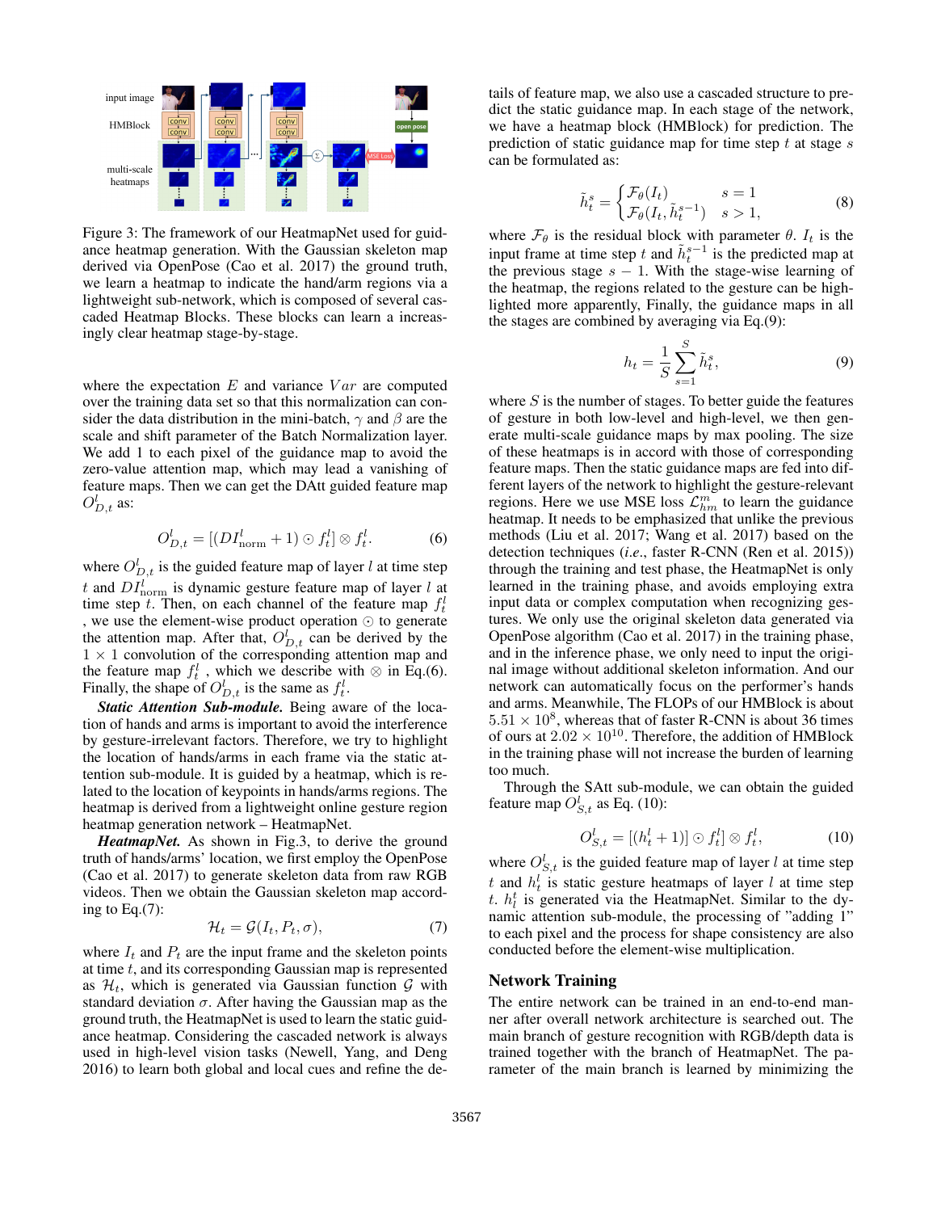Figure 3: The framework of our HeatmapNet used for guidance heatmap generation. With the Gaussian skeleton map derived via OpenPose (Cao et al. 2017) the ground truth, we learn a heatmap to indicate the hand/arm regions via a lightweight sub-network, which is composed of several cascaded Heatmap Blocks. These blocks can learn a increasingly clear heatmap stage-by-stage.

where the expectation $E$ and variance $Var$ are computed over the training data set so that this normalization can consider the data distribution in the mini-batch, $\gamma$ and $\beta$ are the scale and shift parameter of the Batch Normalization layer. We add 1 to each pixel of the guidance map to avoid the zero-value attention map, which may lead a vanishing of feature maps. Then we can get the DAtt guided feature map $O^l_{D,t}$ as:

$$O^l_{D,t} = [(DI^l_{\text{norm}} + 1) \odot f^l_t] \otimes f^l_t. \tag{6}$$

where $O^l_{D,t}$ is the guided feature map of layer $l$ at time step $t$ and $DI^l_{\text{norm}}$ is dynamic gesture feature map of layer $l$ at time step $t$. Then, on each channel of the feature map $f^l_t$, we use the element-wise product operation $\odot$ to generate the attention map. After that, $O^l_{D,t}$ can be derived by the $1 \times 1$ convolution of the corresponding attention map and the feature map $f^l_t$, which we describe with $\otimes$ in Eq.(6). Finally, the shape of $O^l_{D,t}$ is the same as $f^l_t$.

***Static Attention Sub-module.*** Being aware of the location of hands and arms is important to avoid the interference by gesture-irrelevant factors. Therefore, we try to highlight the location of hands/arms in each frame via the static attention sub-module. It is guided by a heatmap, which is related to the location of keypoints in hands/arms regions. The heatmap is derived from a lightweight online gesture region heatmap generation network – HeatmapNet.

***HeatmapNet.*** As shown in Fig.3, to derive the ground truth of hands/arms' location, we first employ the OpenPose (Cao et al. 2017) to generate skeleton data from raw RGB videos. Then we obtain the Gaussian skeleton map according to Eq.(7):

$$\mathcal{H}_t = \mathcal{G}(I_t, P_t, \sigma), \tag{7}$$

where $I_t$ and $P_t$ are the input frame and the skeleton points at time $t$, and its corresponding Gaussian map is represented as $\mathcal{H}_t$, which is generated via Gaussian function $\mathcal{G}$ with standard deviation $\sigma$. After having the Gaussian map as the ground truth, the HeatmapNet is used to learn the static guidance heatmap. Considering the cascaded network is always used in high-level vision tasks (Newell, Yang, and Deng 2016) to learn both global and local cues and refine the details of feature map, we also use a cascaded structure to predict the static guidance map. In each stage of the network, we have a heatmap block (HMBlock) for prediction. The prediction of static guidance map for time step $t$ at stage $s$ can be formulated as:

$$\tilde{h}^s_t = \begin{cases} \mathcal{F}_\theta(I_t) & s = 1 \\ \mathcal{F}_\theta(I_t, \tilde{h}^{s-1}_t) & s > 1, \end{cases} \tag{8}$$

where $\mathcal{F}_\theta$ is the residual block with parameter $\theta$. $I_t$ is the input frame at time step $t$ and $\tilde{h}^{s-1}_t$ is the predicted map at the previous stage $s-1$. With the stage-wise learning of the heatmap, the regions related to the gesture can be highlighted more apparently, Finally, the guidance maps in all the stages are combined by averaging via Eq.(9):

$$h_t = \frac{1}{S}\sum_{s=1}^{S} \tilde{h}^s_t, \tag{9}$$

where $S$ is the number of stages. To better guide the features of gesture in both low-level and high-level, we then generate multi-scale guidance maps by max pooling. The size of these heatmaps is in accord with those of corresponding feature maps. Then the static guidance maps are fed into different layers of the network to highlight the gesture-relevant regions. Here we use MSE loss $\mathcal{L}^m_{hm}$ to learn the guidance heatmap. It needs to be emphasized that unlike the previous methods (Liu et al. 2017; Wang et al. 2017) based on the detection techniques (*i.e.*, faster R-CNN (Ren et al. 2015)) through the training and test phase, the HeatmapNet is only learned in the training phase, and avoids employing extra input data or complex computation when recognizing gestures. We only use the original skeleton data generated via OpenPose algorithm (Cao et al. 2017) in the training phase, and in the inference phase, we only need to input the original image without additional skeleton information. And our network can automatically focus on the performer's hands and arms. Meanwhile, The FLOPs of our HMBlock is about $5.51 \times 10^8$, whereas that of faster R-CNN is about 36 times of ours at $2.02 \times 10^{10}$. Therefore, the addition of HMBlock in the training phase will not increase the burden of learning too much.

Through the SAtt sub-module, we can obtain the guided feature map $O^l_{S,t}$ as Eq. (10):

$$O^l_{S,t} = [(h^l_t + 1)] \odot f^l_t] \otimes f^l_t, \tag{10}$$

where $O^l_{S,t}$ is the guided feature map of layer $l$ at time step $t$ and $h^l_t$ is static gesture heatmaps of layer $l$ at time step $t$. $h^t_l$ is generated via the HeatmapNet. Similar to the dynamic attention sub-module, the processing of "adding 1" to each pixel and the process for shape consistency are also conducted before the element-wise multiplication.

## Network Training

The entire network can be trained in an end-to-end manner after overall network architecture is searched out. The main branch of gesture recognition with RGB/depth data is trained together with the branch of HeatmapNet. The parameter of the main branch is learned by minimizing the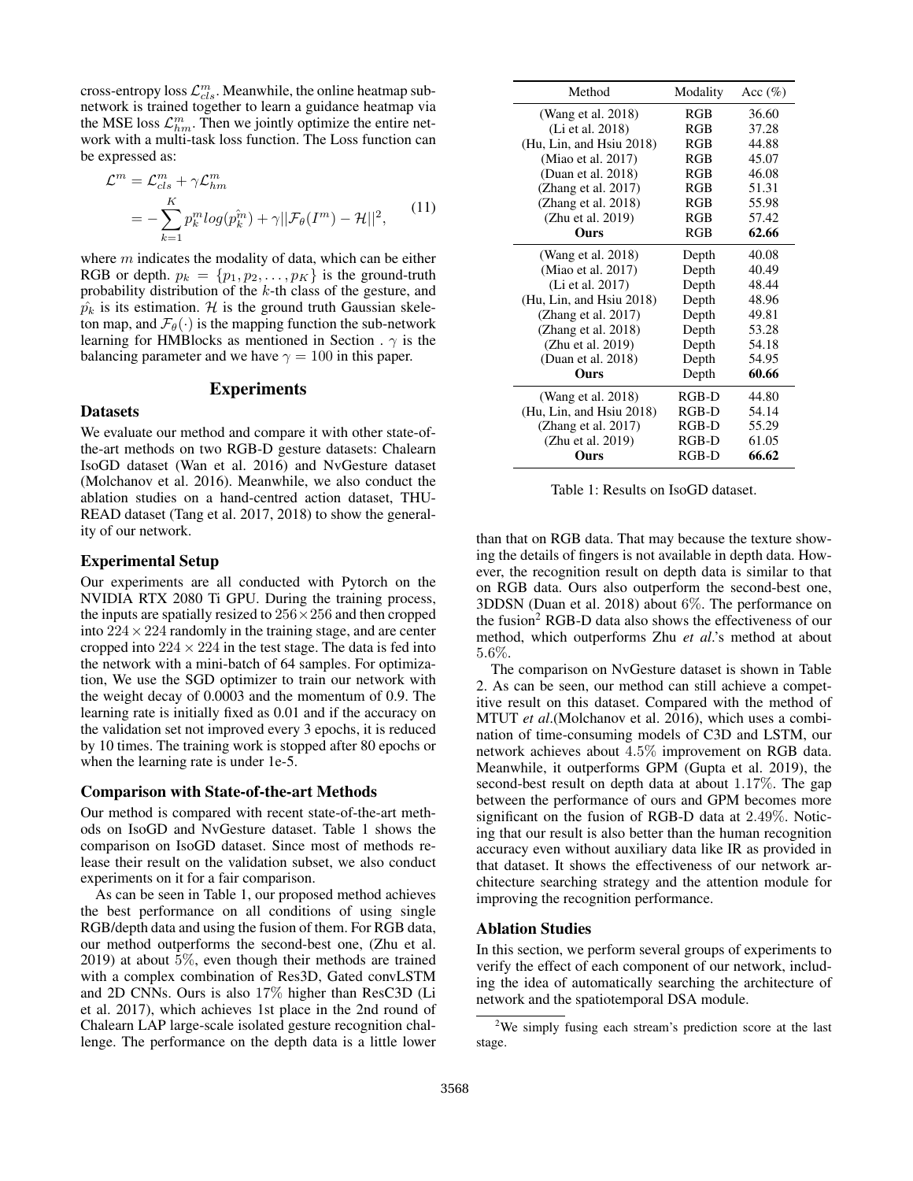cross-entropy loss $\mathcal{L}^m_{cls}$. Meanwhile, the online heatmap sub-network is trained together to learn a guidance heatmap via the MSE loss $\mathcal{L}^m_{hm}$. Then we jointly optimize the entire network with a multi-task loss function. The Loss function can be expressed as:

$$\begin{aligned}\mathcal{L}^m &= \mathcal{L}^m_{cls} + \gamma\mathcal{L}^m_{hm} \\ &= -\sum_{k=1}^{K} p^m_k log(\hat{p^m_k}) + \gamma||\mathcal{F}_\theta(I^m) - \mathcal{H}||^2,\end{aligned} \tag{11}$$

where $m$ indicates the modality of data, which can be either RGB or depth. $p_k = \{p_1, p_2, \dots, p_K\}$ is the ground-truth probability distribution of the $k$-th class of the gesture, and $\hat{p_k}$ is its estimation. $\mathcal{H}$ is the ground truth Gaussian skeleton map, and $\mathcal{F}_\theta(\cdot)$ is the mapping function the sub-network learning for HMBlocks as mentioned in Section . $\gamma$ is the balancing parameter and we have $\gamma = 100$ in this paper.

# Experiments

## Datasets

We evaluate our method and compare it with other state-of-the-art methods on two RGB-D gesture datasets: Chalearn IsoGD dataset (Wan et al. 2016) and NvGesture dataset (Molchanov et al. 2016). Meanwhile, we also conduct the ablation studies on a hand-centred action dataset, THU-READ dataset (Tang et al. 2017, 2018) to show the generality of our network.

## Experimental Setup

Our experiments are all conducted with Pytorch on the NVIDIA RTX 2080 Ti GPU. During the training process, the inputs are spatially resized to $256\times256$ and then cropped into $224\times224$ randomly in the training stage, and are center cropped into $224\times224$ in the test stage. The data is fed into the network with a mini-batch of 64 samples. For optimization, We use the SGD optimizer to train our network with the weight decay of 0.0003 and the momentum of 0.9. The learning rate is initially fixed as 0.01 and if the accuracy on the validation set not improved every 3 epochs, it is reduced by 10 times. The training work is stopped after 80 epochs or when the learning rate is under 1e-5.

## Comparison with State-of-the-art Methods

Our method is compared with recent state-of-the-art methods on IsoGD and NvGesture dataset. Table 1 shows the comparison on IsoGD dataset. Since most of methods release their result on the validation subset, we also conduct experiments on it for a fair comparison.

As can be seen in Table 1, our proposed method achieves the best performance on all conditions of using single RGB/depth data and using the fusion of them. For RGB data, our method outperforms the second-best one, (Zhu et al. 2019) at about $5\%$, even though their methods are trained with a complex combination of Res3D, Gated convLSTM and 2D CNNs. Ours is also $17\%$ higher than ResC3D (Li et al. 2017), which achieves 1st place in the 2nd round of Chalearn LAP large-scale isolated gesture recognition challenge. The performance on the depth data is a little lower than that on RGB data. That may because the texture showing the details of fingers is not available in depth data. However, the recognition result on depth data is similar to that on RGB data. Ours also outperform the second-best one, 3DDSN (Duan et al. 2018) about $6\%$. The performance on the fusion[2] RGB-D data also shows the effectiveness of our method, which outperforms Zhu *et al*.'s method at about $5.6\%$.

| Method | Modality | Acc (%) |
|---|---|---|
| (Wang et al. 2018) | RGB | 36.60 |
| (Li et al. 2018) | RGB | 37.28 |
| (Hu, Lin, and Hsiu 2018) | RGB | 44.88 |
| (Miao et al. 2017) | RGB | 45.07 |
| (Duan et al. 2018) | RGB | 46.08 |
| (Zhang et al. 2017) | RGB | 51.31 |
| (Zhang et al. 2018) | RGB | 55.98 |
| (Zhu et al. 2019) | RGB | 57.42 |
| **Ours** | RGB | **62.66** |
| (Wang et al. 2018) | Depth | 40.08 |
| (Miao et al. 2017) | Depth | 40.49 |
| (Li et al. 2017) | Depth | 48.44 |
| (Hu, Lin, and Hsiu 2018) | Depth | 48.96 |
| (Zhang et al. 2017) | Depth | 49.81 |
| (Zhang et al. 2018) | Depth | 53.28 |
| (Zhu et al. 2019) | Depth | 54.18 |
| (Duan et al. 2018) | Depth | 54.95 |
| **Ours** | Depth | **60.66** |
| (Wang et al. 2018) | RGB-D | 44.80 |
| (Hu, Lin, and Hsiu 2018) | RGB-D | 54.14 |
| (Zhang et al. 2017) | RGB-D | 55.29 |
| (Zhu et al. 2019) | RGB-D | 61.05 |
| **Ours** | RGB-D | **66.62** |

Table 1: Results on IsoGD dataset.

The comparison on NvGesture dataset is shown in Table 2. As can be seen, our method can still achieve a competitive result on this dataset. Compared with the method of MTUT *et al*.(Molchanov et al. 2016), which uses a combination of time-consuming models of C3D and LSTM, our network achieves about $4.5\%$ improvement on RGB data. Meanwhile, it outperforms GPM (Gupta et al. 2019), the second-best result on depth data at about $1.17\%$. The gap between the performance of ours and GPM becomes more significant on the fusion of RGB-D data at $2.49\%$. Noticing that our result is also better than the human recognition accuracy even without auxiliary data like IR as provided in that dataset. It shows the effectiveness of our network architecture searching strategy and the attention module for improving the recognition performance.

## Ablation Studies

In this section, we perform several groups of experiments to verify the effect of each component of our network, including the idea of automatically searching the architecture of network and the spatiotemporal DSA module.

[2] We simply fusing each stream's prediction score at the last stage.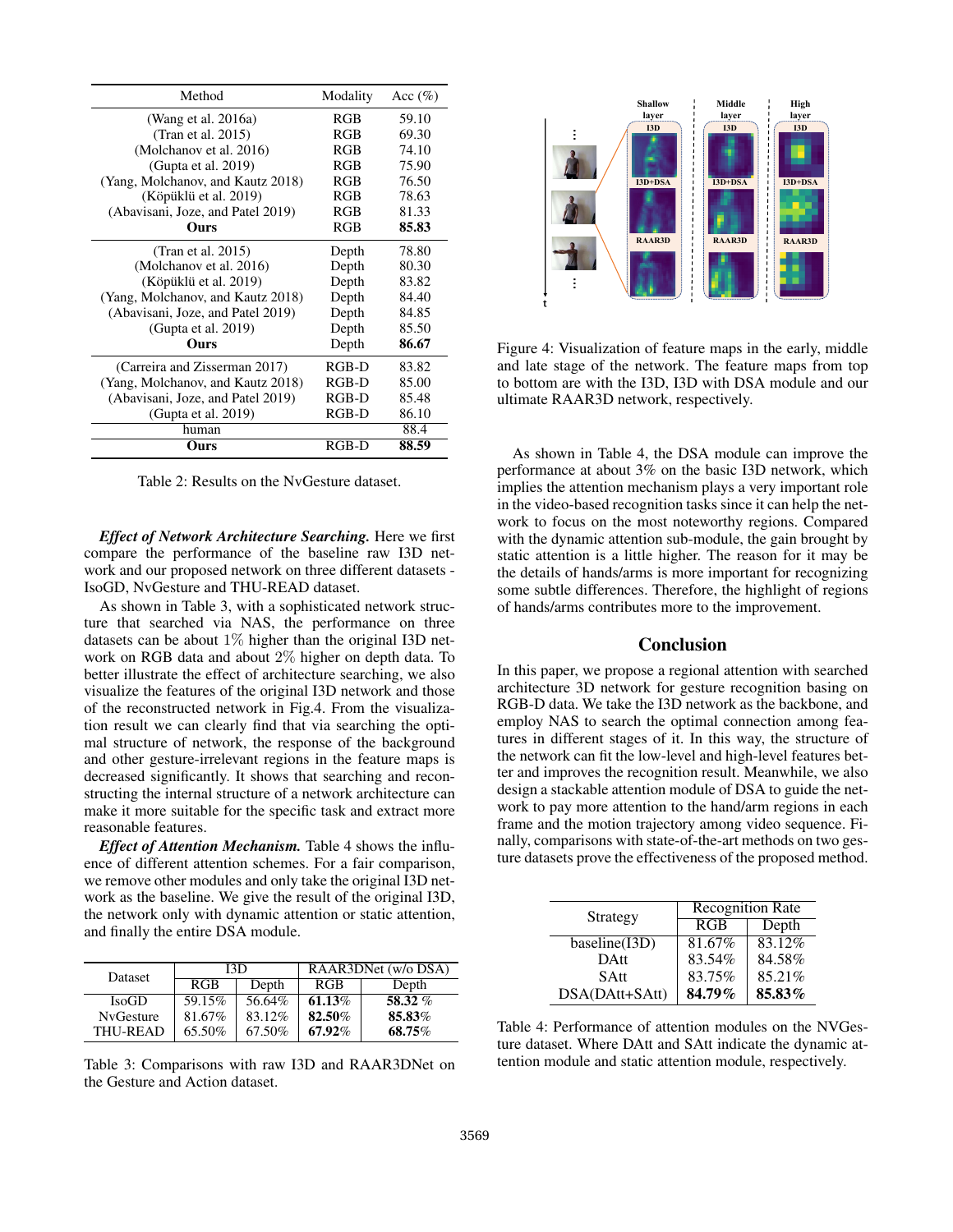| Method | Modality | Acc (%) |
|---|---|---|
| (Wang et al. 2016a) | RGB | 59.10 |
| (Tran et al. 2015) | RGB | 69.30 |
| (Molchanov et al. 2016) | RGB | 74.10 |
| (Gupta et al. 2019) | RGB | 75.90 |
| (Yang, Molchanov, and Kautz 2018) | RGB | 76.50 |
| (Köpüklü et al. 2019) | RGB | 78.63 |
| (Abavisani, Joze, and Patel 2019) | RGB | 81.33 |
| **Ours** | RGB | **85.83** |
| (Tran et al. 2015) | Depth | 78.80 |
| (Molchanov et al. 2016) | Depth | 80.30 |
| (Köpüklü et al. 2019) | Depth | 83.82 |
| (Yang, Molchanov, and Kautz 2018) | Depth | 84.40 |
| (Abavisani, Joze, and Patel 2019) | Depth | 84.85 |
| (Gupta et al. 2019) | Depth | 85.50 |
| **Ours** | Depth | **86.67** |
| (Carreira and Zisserman 2017) | RGB-D | 83.82 |
| (Yang, Molchanov, and Kautz 2018) | RGB-D | 85.00 |
| (Abavisani, Joze, and Patel 2019) | RGB-D | 85.48 |
| (Gupta et al. 2019) | RGB-D | 86.10 |
| human | | 88.4 |
| **Ours** | RGB-D | **88.59** |

Table 2: Results on the NvGesture dataset.

***Effect of Network Architecture Searching.*** Here we first compare the performance of the baseline raw I3D network and our proposed network on three different datasets - IsoGD, NvGesture and THU-READ dataset.

As shown in Table 3, with a sophisticated network structure that searched via NAS, the performance on three datasets can be about 1% higher than the original I3D network on RGB data and about 2% higher on depth data. To better illustrate the effect of architecture searching, we also visualize the features of the original I3D network and those of the reconstructed network in Fig.4. From the visualization result we can clearly find that via searching the optimal structure of network, the response of the background and other gesture-irrelevant regions in the feature maps is decreased significantly. It shows that searching and reconstructing the internal structure of a network architecture can make it more suitable for the specific task and extract more reasonable features.

***Effect of Attention Mechanism.*** Table 4 shows the influence of different attention schemes. For a fair comparison, we remove other modules and only take the original I3D network as the baseline. We give the result of the original I3D, the network only with dynamic attention or static attention, and finally the entire DSA module.

| Dataset | I3D | | RAAR3DNet (w/o DSA) | |
|---|---|---|---|---|
| | RGB | Depth | RGB | Depth |
| IsoGD | 59.15% | 56.64% | **61.13%** | **58.32 %** |
| NvGesture | 81.67% | 83.12% | **82.50%** | **85.83%** |
| THU-READ | 65.50% | 67.50% | **67.92%** | **68.75%** |

Table 3: Comparisons with raw I3D and RAAR3DNet on the Gesture and Action dataset.

Figure 4: Visualization of feature maps in the early, middle and late stage of the network. The feature maps from top to bottom are with the I3D, I3D with DSA module and our ultimate RAAR3D network, respectively.

As shown in Table 4, the DSA module can improve the performance at about 3% on the basic I3D network, which implies the attention mechanism plays a very important role in the video-based recognition tasks since it can help the network to focus on the most noteworthy regions. Compared with the dynamic attention sub-module, the gain brought by static attention is a little higher. The reason for it may be the details of hands/arms is more important for recognizing some subtle differences. Therefore, the highlight of regions of hands/arms contributes more to the improvement.

## Conclusion

In this paper, we propose a regional attention with searched architecture 3D network for gesture recognition basing on RGB-D data. We take the I3D network as the backbone, and employ NAS to search the optimal connection among features in different stages of it. In this way, the structure of the network can fit the low-level and high-level features better and improves the recognition result. Meanwhile, we also design a stackable attention module of DSA to guide the network to pay more attention to the hand/arm regions in each frame and the motion trajectory among video sequence. Finally, comparisons with state-of-the-art methods on two gesture datasets prove the effectiveness of the proposed method.

| Strategy | Recognition Rate | |
|---|---|---|
| | RGB | Depth |
| baseline(I3D) | 81.67% | 83.12% |
| DAtt | 83.54% | 84.58% |
| SAtt | 83.75% | 85.21% |
| DSA(DAtt+SAtt) | **84.79%** | **85.83%** |

Table 4: Performance of attention modules on the NVGesture dataset. Where DAtt and SAtt indicate the dynamic attention module and static attention module, respectively.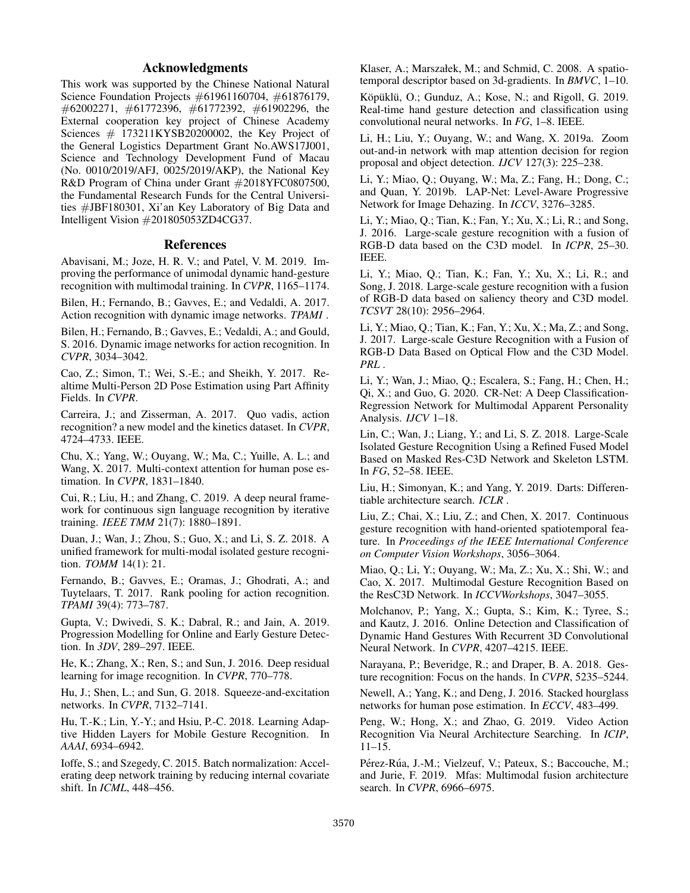## Acknowledgments

This work was supported by the Chinese National Natural Science Foundation Projects #61961160704, #61876179, #62002271, #61772396, #61772392, #61902296, the External cooperation key project of Chinese Academy Sciences # 173211KYSB20200002, the Key Project of the General Logistics Department Grant No.AWS17J001, Science and Technology Development Fund of Macau (No. 0010/2019/AFJ, 0025/2019/AKP), the National Key R&D Program of China under Grant #2018YFC0807500, the Fundamental Research Funds for the Central Universities #JBF180301, Xi'an Key Laboratory of Big Data and Intelligent Vision #201805053ZD4CG37.

## References

Abavisani, M.; Joze, H. R. V.; and Patel, V. M. 2019. Improving the performance of unimodal dynamic hand-gesture recognition with multimodal training. In *CVPR*, 1165–1174.

Bilen, H.; Fernando, B.; Gavves, E.; and Vedaldi, A. 2017. Action recognition with dynamic image networks. *TPAMI* .

Bilen, H.; Fernando, B.; Gavves, E.; Vedaldi, A.; and Gould, S. 2016. Dynamic image networks for action recognition. In *CVPR*, 3034–3042.

Cao, Z.; Simon, T.; Wei, S.-E.; and Sheikh, Y. 2017. Realtime Multi-Person 2D Pose Estimation using Part Affinity Fields. In *CVPR*.

Carreira, J.; and Zisserman, A. 2017. Quo vadis, action recognition? a new model and the kinetics dataset. In *CVPR*, 4724–4733. IEEE.

Chu, X.; Yang, W.; Ouyang, W.; Ma, C.; Yuille, A. L.; and Wang, X. 2017. Multi-context attention for human pose estimation. In *CVPR*, 1831–1840.

Cui, R.; Liu, H.; and Zhang, C. 2019. A deep neural framework for continuous sign language recognition by iterative training. *IEEE TMM* 21(7): 1880–1891.

Duan, J.; Wan, J.; Zhou, S.; Guo, X.; and Li, S. Z. 2018. A unified framework for multi-modal isolated gesture recognition. *TOMM* 14(1): 21.

Fernando, B.; Gavves, E.; Oramas, J.; Ghodrati, A.; and Tuytelaars, T. 2017. Rank pooling for action recognition. *TPAMI* 39(4): 773–787.

Gupta, V.; Dwivedi, S. K.; Dabral, R.; and Jain, A. 2019. Progression Modelling for Online and Early Gesture Detection. In *3DV*, 289–297. IEEE.

He, K.; Zhang, X.; Ren, S.; and Sun, J. 2016. Deep residual learning for image recognition. In *CVPR*, 770–778.

Hu, J.; Shen, L.; and Sun, G. 2018. Squeeze-and-excitation networks. In *CVPR*, 7132–7141.

Hu, T.-K.; Lin, Y.-Y.; and Hsiu, P.-C. 2018. Learning Adaptive Hidden Layers for Mobile Gesture Recognition. In *AAAI*, 6934–6942.

Ioffe, S.; and Szegedy, C. 2015. Batch normalization: Accelerating deep network training by reducing internal covariate shift. In *ICML*, 448–456.

Klaser, A.; Marszałek, M.; and Schmid, C. 2008. A spatio-temporal descriptor based on 3d-gradients. In *BMVC*, 1–10.

Köpüklü, O.; Gunduz, A.; Kose, N.; and Rigoll, G. 2019. Real-time hand gesture detection and classification using convolutional neural networks. In *FG*, 1–8. IEEE.

Li, H.; Liu, Y.; Ouyang, W.; and Wang, X. 2019a. Zoom out-and-in network with map attention decision for region proposal and object detection. *IJCV* 127(3): 225–238.

Li, Y.; Miao, Q.; Ouyang, W.; Ma, Z.; Fang, H.; Dong, C.; and Quan, Y. 2019b. LAP-Net: Level-Aware Progressive Network for Image Dehazing. In *ICCV*, 3276–3285.

Li, Y.; Miao, Q.; Tian, K.; Fan, Y.; Xu, X.; Li, R.; and Song, J. 2016. Large-scale gesture recognition with a fusion of RGB-D data based on the C3D model. In *ICPR*, 25–30. IEEE.

Li, Y.; Miao, Q.; Tian, K.; Fan, Y.; Xu, X.; Li, R.; and Song, J. 2018. Large-scale gesture recognition with a fusion of RGB-D data based on saliency theory and C3D model. *TCSVT* 28(10): 2956–2964.

Li, Y.; Miao, Q.; Tian, K.; Fan, Y.; Xu, X.; Ma, Z.; and Song, J. 2017. Large-scale Gesture Recognition with a Fusion of RGB-D Data Based on Optical Flow and the C3D Model. *PRL* .

Li, Y.; Wan, J.; Miao, Q.; Escalera, S.; Fang, H.; Chen, H.; Qi, X.; and Guo, G. 2020. CR-Net: A Deep Classification-Regression Network for Multimodal Apparent Personality Analysis. *IJCV* 1–18.

Lin, C.; Wan, J.; Liang, Y.; and Li, S. Z. 2018. Large-Scale Isolated Gesture Recognition Using a Refined Fused Model Based on Masked Res-C3D Network and Skeleton LSTM. In *FG*, 52–58. IEEE.

Liu, H.; Simonyan, K.; and Yang, Y. 2019. Darts: Differentiable architecture search. *ICLR* .

Liu, Z.; Chai, X.; Liu, Z.; and Chen, X. 2017. Continuous gesture recognition with hand-oriented spatiotemporal feature. In *Proceedings of the IEEE International Conference on Computer Vision Workshops*, 3056–3064.

Miao, Q.; Li, Y.; Ouyang, W.; Ma, Z.; Xu, X.; Shi, W.; and Cao, X. 2017. Multimodal Gesture Recognition Based on the ResC3D Network. In *ICCVWorkshops*, 3047–3055.

Molchanov, P.; Yang, X.; Gupta, S.; Kim, K.; Tyree, S.; and Kautz, J. 2016. Online Detection and Classification of Dynamic Hand Gestures With Recurrent 3D Convolutional Neural Network. In *CVPR*, 4207–4215. IEEE.

Narayana, P.; Beveridge, R.; and Draper, B. A. 2018. Gesture recognition: Focus on the hands. In *CVPR*, 5235–5244.

Newell, A.; Yang, K.; and Deng, J. 2016. Stacked hourglass networks for human pose estimation. In *ECCV*, 483–499.

Peng, W.; Hong, X.; and Zhao, G. 2019. Video Action Recognition Via Neural Architecture Searching. In *ICIP*, 11–15.

Pérez-Rúa, J.-M.; Vielzeuf, V.; Pateux, S.; Baccouche, M.; and Jurie, F. 2019. Mfas: Multimodal fusion architecture search. In *CVPR*, 6966–6975.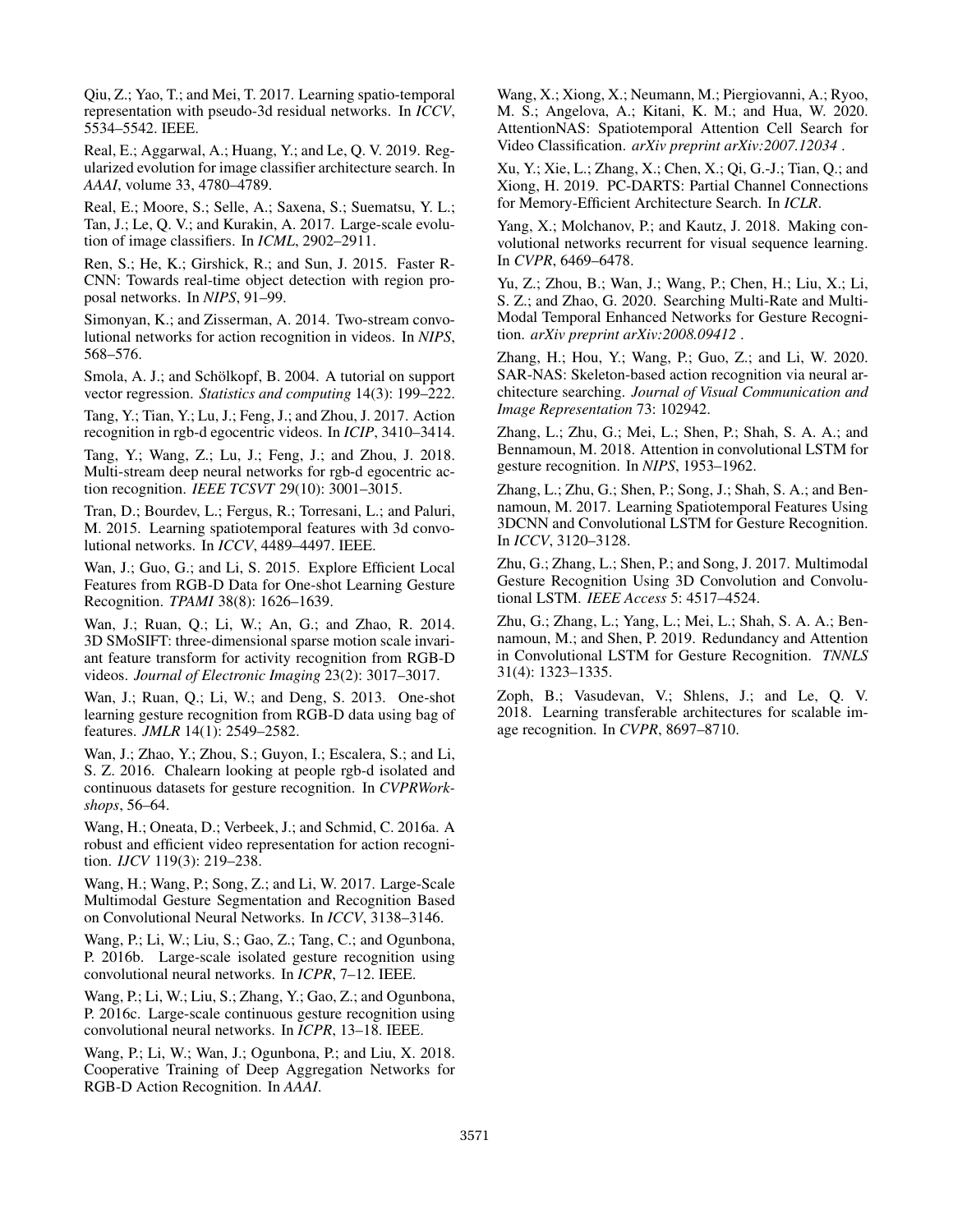Qiu, Z.; Yao, T.; and Mei, T. 2017. Learning spatio-temporal representation with pseudo-3d residual networks. In *ICCV*, 5534–5542. IEEE.

Real, E.; Aggarwal, A.; Huang, Y.; and Le, Q. V. 2019. Regularized evolution for image classifier architecture search. In *AAAI*, volume 33, 4780–4789.

Real, E.; Moore, S.; Selle, A.; Saxena, S.; Suematsu, Y. L.; Tan, J.; Le, Q. V.; and Kurakin, A. 2017. Large-scale evolution of image classifiers. In *ICML*, 2902–2911.

Ren, S.; He, K.; Girshick, R.; and Sun, J. 2015. Faster R-CNN: Towards real-time object detection with region proposal networks. In *NIPS*, 91–99.

Simonyan, K.; and Zisserman, A. 2014. Two-stream convolutional networks for action recognition in videos. In *NIPS*, 568–576.

Smola, A. J.; and Schölkopf, B. 2004. A tutorial on support vector regression. *Statistics and computing* 14(3): 199–222.

Tang, Y.; Tian, Y.; Lu, J.; Feng, J.; and Zhou, J. 2017. Action recognition in rgb-d egocentric videos. In *ICIP*, 3410–3414.

Tang, Y.; Wang, Z.; Lu, J.; Feng, J.; and Zhou, J. 2018. Multi-stream deep neural networks for rgb-d egocentric action recognition. *IEEE TCSVT* 29(10): 3001–3015.

Tran, D.; Bourdev, L.; Fergus, R.; Torresani, L.; and Paluri, M. 2015. Learning spatiotemporal features with 3d convolutional networks. In *ICCV*, 4489–4497. IEEE.

Wan, J.; Guo, G.; and Li, S. 2015. Explore Efficient Local Features from RGB-D Data for One-shot Learning Gesture Recognition. *TPAMI* 38(8): 1626–1639.

Wan, J.; Ruan, Q.; Li, W.; An, G.; and Zhao, R. 2014. 3D SMoSIFT: three-dimensional sparse motion scale invariant feature transform for activity recognition from RGB-D videos. *Journal of Electronic Imaging* 23(2): 3017–3017.

Wan, J.; Ruan, Q.; Li, W.; and Deng, S. 2013. One-shot learning gesture recognition from RGB-D data using bag of features. *JMLR* 14(1): 2549–2582.

Wan, J.; Zhao, Y.; Zhou, S.; Guyon, I.; Escalera, S.; and Li, S. Z. 2016. Chalearn looking at people rgb-d isolated and continuous datasets for gesture recognition. In *CVPRWorkshops*, 56–64.

Wang, H.; Oneata, D.; Verbeek, J.; and Schmid, C. 2016a. A robust and efficient video representation for action recognition. *IJCV* 119(3): 219–238.

Wang, H.; Wang, P.; Song, Z.; and Li, W. 2017. Large-Scale Multimodal Gesture Segmentation and Recognition Based on Convolutional Neural Networks. In *ICCV*, 3138–3146.

Wang, P.; Li, W.; Liu, S.; Gao, Z.; Tang, C.; and Ogunbona, P. 2016b. Large-scale isolated gesture recognition using convolutional neural networks. In *ICPR*, 7–12. IEEE.

Wang, P.; Li, W.; Liu, S.; Zhang, Y.; Gao, Z.; and Ogunbona, P. 2016c. Large-scale continuous gesture recognition using convolutional neural networks. In *ICPR*, 13–18. IEEE.

Wang, P.; Li, W.; Wan, J.; Ogunbona, P.; and Liu, X. 2018. Cooperative Training of Deep Aggregation Networks for RGB-D Action Recognition. In *AAAI*.

Wang, X.; Xiong, X.; Neumann, M.; Piergiovanni, A.; Ryoo, M. S.; Angelova, A.; Kitani, K. M.; and Hua, W. 2020. AttentionNAS: Spatiotemporal Attention Cell Search for Video Classification. *arXiv preprint arXiv:2007.12034* .

Xu, Y.; Xie, L.; Zhang, X.; Chen, X.; Qi, G.-J.; Tian, Q.; and Xiong, H. 2019. PC-DARTS: Partial Channel Connections for Memory-Efficient Architecture Search. In *ICLR*.

Yang, X.; Molchanov, P.; and Kautz, J. 2018. Making convolutional networks recurrent for visual sequence learning. In *CVPR*, 6469–6478.

Yu, Z.; Zhou, B.; Wan, J.; Wang, P.; Chen, H.; Liu, X.; Li, S. Z.; and Zhao, G. 2020. Searching Multi-Rate and Multi-Modal Temporal Enhanced Networks for Gesture Recognition. *arXiv preprint arXiv:2008.09412* .

Zhang, H.; Hou, Y.; Wang, P.; Guo, Z.; and Li, W. 2020. SAR-NAS: Skeleton-based action recognition via neural architecture searching. *Journal of Visual Communication and Image Representation* 73: 102942.

Zhang, L.; Zhu, G.; Mei, L.; Shen, P.; Shah, S. A. A.; and Bennamoun, M. 2018. Attention in convolutional LSTM for gesture recognition. In *NIPS*, 1953–1962.

Zhang, L.; Zhu, G.; Shen, P.; Song, J.; Shah, S. A.; and Bennamoun, M. 2017. Learning Spatiotemporal Features Using 3DCNN and Convolutional LSTM for Gesture Recognition. In *ICCV*, 3120–3128.

Zhu, G.; Zhang, L.; Shen, P.; and Song, J. 2017. Multimodal Gesture Recognition Using 3D Convolution and Convolutional LSTM. *IEEE Access* 5: 4517–4524.

Zhu, G.; Zhang, L.; Yang, L.; Mei, L.; Shah, S. A. A.; Bennamoun, M.; and Shen, P. 2019. Redundancy and Attention in Convolutional LSTM for Gesture Recognition. *TNNLS* 31(4): 1323–1335.

Zoph, B.; Vasudevan, V.; Shlens, J.; and Le, Q. V. 2018. Learning transferable architectures for scalable image recognition. In *CVPR*, 8697–8710.